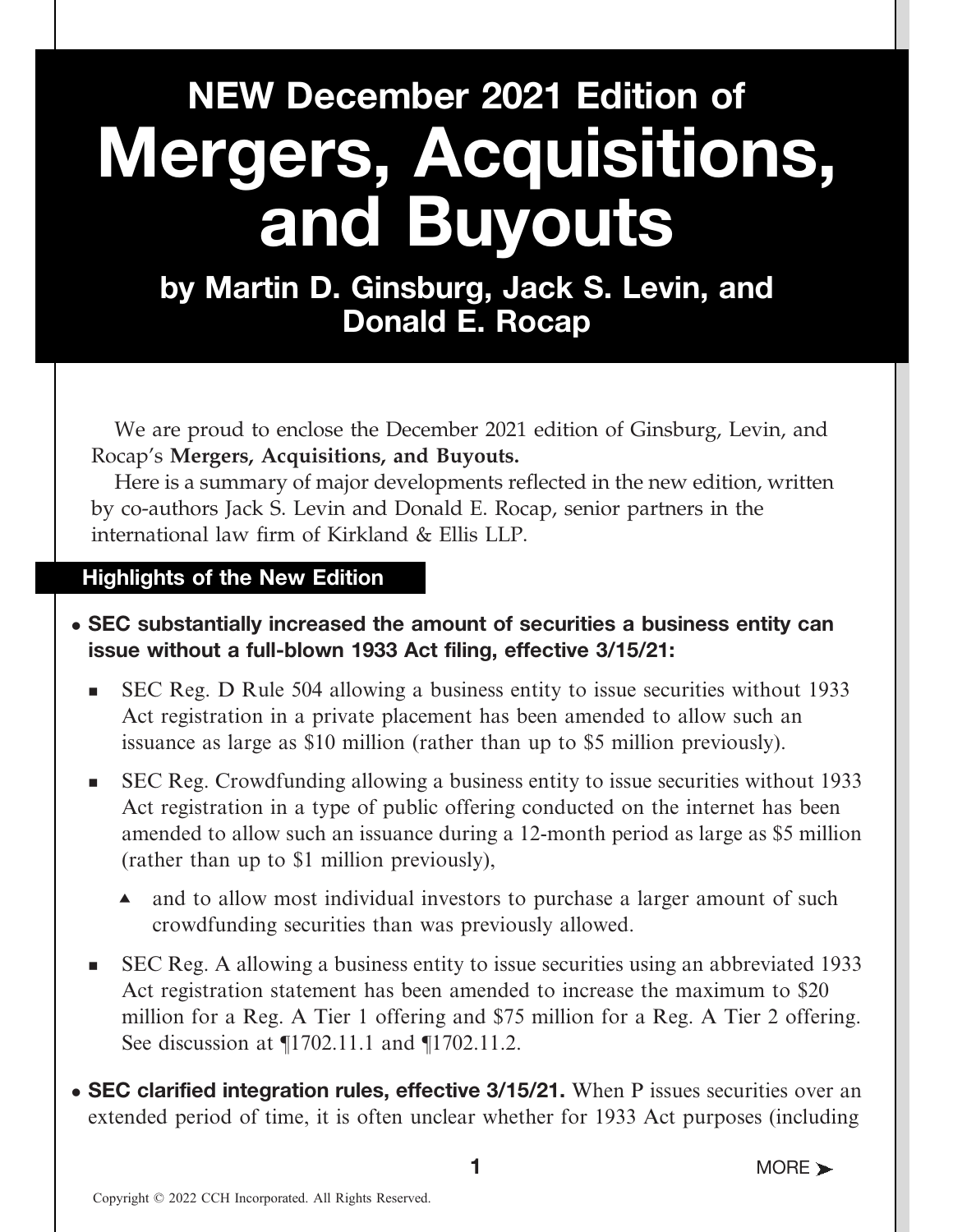# NEW December 2021 Edition of Mergers, Acquisitions, and Buyouts

## by Martin D. Ginsburg, Jack S. Levin, and Donald E. Rocap

We are proud to enclose the December 2021 edition of Ginsburg, Levin, and Rocap's **Mergers, Acquisitions, and Buyouts.**

Here is a summary of major developments reflected in the new edition, written by co-authors Jack S. Levin and Donald E. Rocap, senior partners in the international law firm of Kirkland & Ellis LLP.

### Highlights of the New Edition

- **SEC substantially increased the amount of securities a business entity can issue without a full-blown 1933 Act filing, effective 3/15/21:**
  - SEC Reg. D Rule 504 allowing a business entity to issue securities without 1933 Act registration in a private placement has been amended to allow such an issuance as large as $10 million (rather than up to $5 million previously).
  - SEC Reg. Crowdfunding allowing a business entity to issue securities without 1933 Act registration in a type of public offering conducted on the internet has been amended to allow such an issuance during a 12-month period as large as $5 million (rather than up to $1 million previously),
    - and to allow most individual investors to purchase a larger amount of such crowdfunding securities than was previously allowed.
  - SEC Reg. A allowing a business entity to issue securities using an abbreviated 1933 Act registration statement has been amended to increase the maximum to $20 million for a Reg. A Tier 1 offering and $75 million for a Reg. A Tier 2 offering. See discussion at ¶1702.11.1 and ¶1702.11.2.
- **SEC clarified integration rules, effective 3/15/21.** When P issues securities over an extended period of time, it is often unclear whether for 1933 Act purposes (including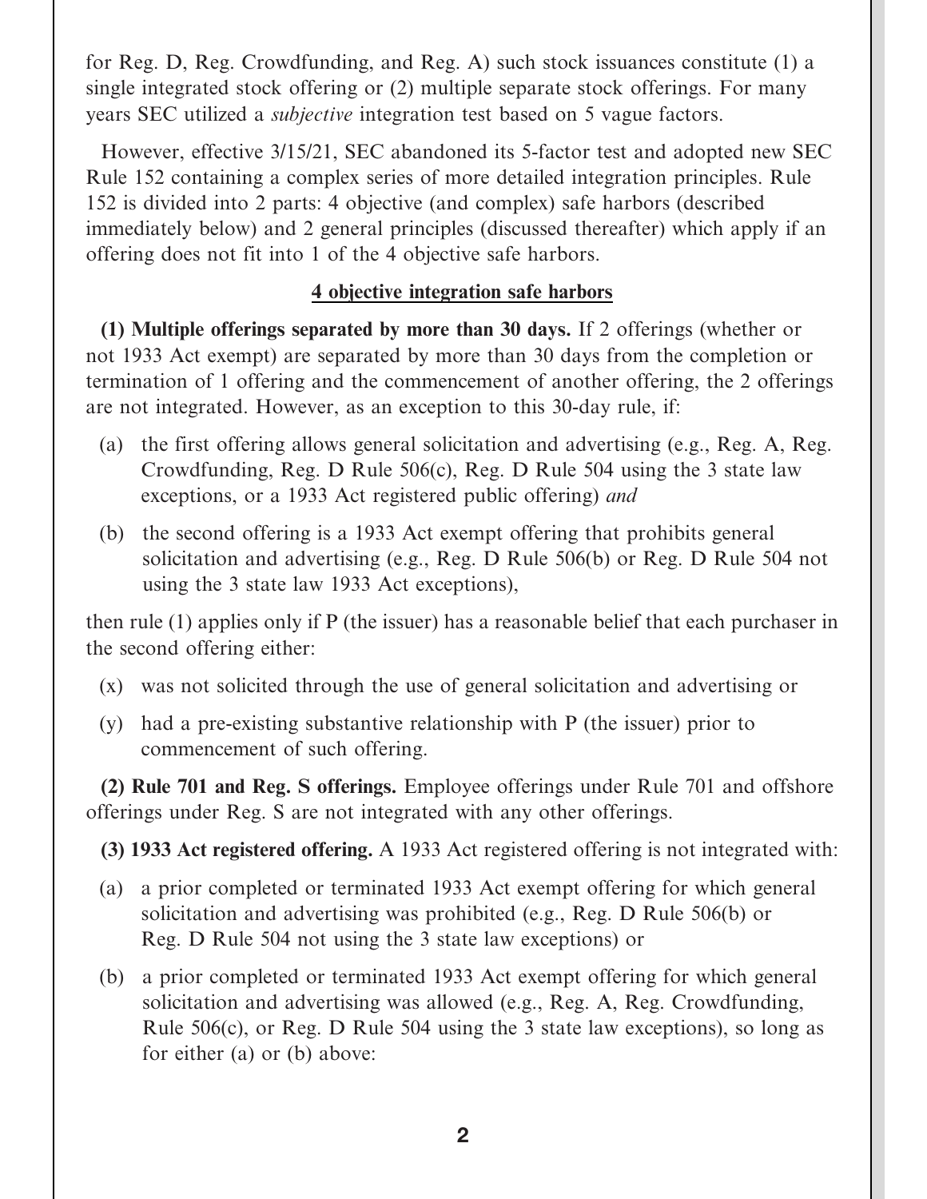for Reg. D, Reg. Crowdfunding, and Reg. A) such stock issuances constitute (1) a single integrated stock offering or (2) multiple separate stock offerings. For many years SEC utilized a *subjective* integration test based on 5 vague factors.

However, effective 3/15/21, SEC abandoned its 5-factor test and adopted new SEC Rule 152 containing a complex series of more detailed integration principles. Rule 152 is divided into 2 parts: 4 objective (and complex) safe harbors (described immediately below) and 2 general principles (discussed thereafter) which apply if an offering does not fit into 1 of the 4 objective safe harbors.

<u>**4 objective integration safe harbors**</u>

**(1) Multiple offerings separated by more than 30 days.** If 2 offerings (whether or not 1933 Act exempt) are separated by more than 30 days from the completion or termination of 1 offering and the commencement of another offering, the 2 offerings are not integrated. However, as an exception to this 30-day rule, if:

(a) the first offering allows general solicitation and advertising (e.g., Reg. A, Reg. Crowdfunding, Reg. D Rule 506(c), Reg. D Rule 504 using the 3 state law exceptions, or a 1933 Act registered public offering) *and*

(b) the second offering is a 1933 Act exempt offering that prohibits general solicitation and advertising (e.g., Reg. D Rule 506(b) or Reg. D Rule 504 not using the 3 state law 1933 Act exceptions),

then rule (1) applies only if P (the issuer) has a reasonable belief that each purchaser in the second offering either:

(x) was not solicited through the use of general solicitation and advertising or

(y) had a pre-existing substantive relationship with P (the issuer) prior to commencement of such offering.

**(2) Rule 701 and Reg. S offerings.** Employee offerings under Rule 701 and offshore offerings under Reg. S are not integrated with any other offerings.

**(3) 1933 Act registered offering.** A 1933 Act registered offering is not integrated with:

(a) a prior completed or terminated 1933 Act exempt offering for which general solicitation and advertising was prohibited (e.g., Reg. D Rule 506(b) or Reg. D Rule 504 not using the 3 state law exceptions) or

(b) a prior completed or terminated 1933 Act exempt offering for which general solicitation and advertising was allowed (e.g., Reg. A, Reg. Crowdfunding, Rule 506(c), or Reg. D Rule 504 using the 3 state law exceptions), so long as for either (a) or (b) above: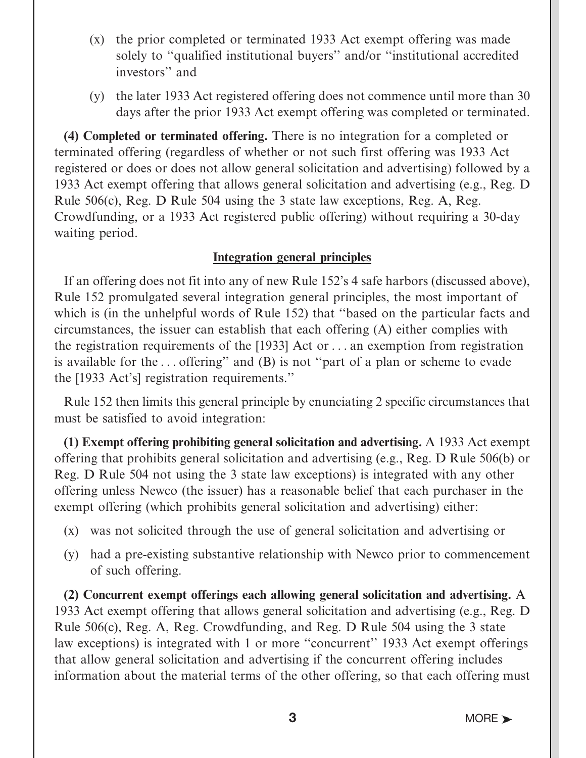(x) the prior completed or terminated 1933 Act exempt offering was made solely to ''qualified institutional buyers'' and/or ''institutional accredited investors'' and

(y) the later 1933 Act registered offering does not commence until more than 30 days after the prior 1933 Act exempt offering was completed or terminated.

**(4) Completed or terminated offering.** There is no integration for a completed or terminated offering (regardless of whether or not such first offering was 1933 Act registered or does or does not allow general solicitation and advertising) followed by a 1933 Act exempt offering that allows general solicitation and advertising (e.g., Reg. D Rule 506(c), Reg. D Rule 504 using the 3 state law exceptions, Reg. A, Reg. Crowdfunding, or a 1933 Act registered public offering) without requiring a 30-day waiting period.

## Integration general principles

If an offering does not fit into any of new Rule 152's 4 safe harbors (discussed above), Rule 152 promulgated several integration general principles, the most important of which is (in the unhelpful words of Rule 152) that ''based on the particular facts and circumstances, the issuer can establish that each offering (A) either complies with the registration requirements of the [1933] Act or . . . an exemption from registration is available for the . . . offering'' and (B) is not ''part of a plan or scheme to evade the [1933 Act's] registration requirements.''

Rule 152 then limits this general principle by enunciating 2 specific circumstances that must be satisfied to avoid integration:

**(1) Exempt offering prohibiting general solicitation and advertising.** A 1933 Act exempt offering that prohibits general solicitation and advertising (e.g., Reg. D Rule 506(b) or Reg. D Rule 504 not using the 3 state law exceptions) is integrated with any other offering unless Newco (the issuer) has a reasonable belief that each purchaser in the exempt offering (which prohibits general solicitation and advertising) either:

(x) was not solicited through the use of general solicitation and advertising or

(y) had a pre-existing substantive relationship with Newco prior to commencement of such offering.

**(2) Concurrent exempt offerings each allowing general solicitation and advertising.** A 1933 Act exempt offering that allows general solicitation and advertising (e.g., Reg. D Rule 506(c), Reg. A, Reg. Crowdfunding, and Reg. D Rule 504 using the 3 state law exceptions) is integrated with 1 or more ''concurrent'' 1933 Act exempt offerings that allow general solicitation and advertising if the concurrent offering includes information about the material terms of the other offering, so that each offering must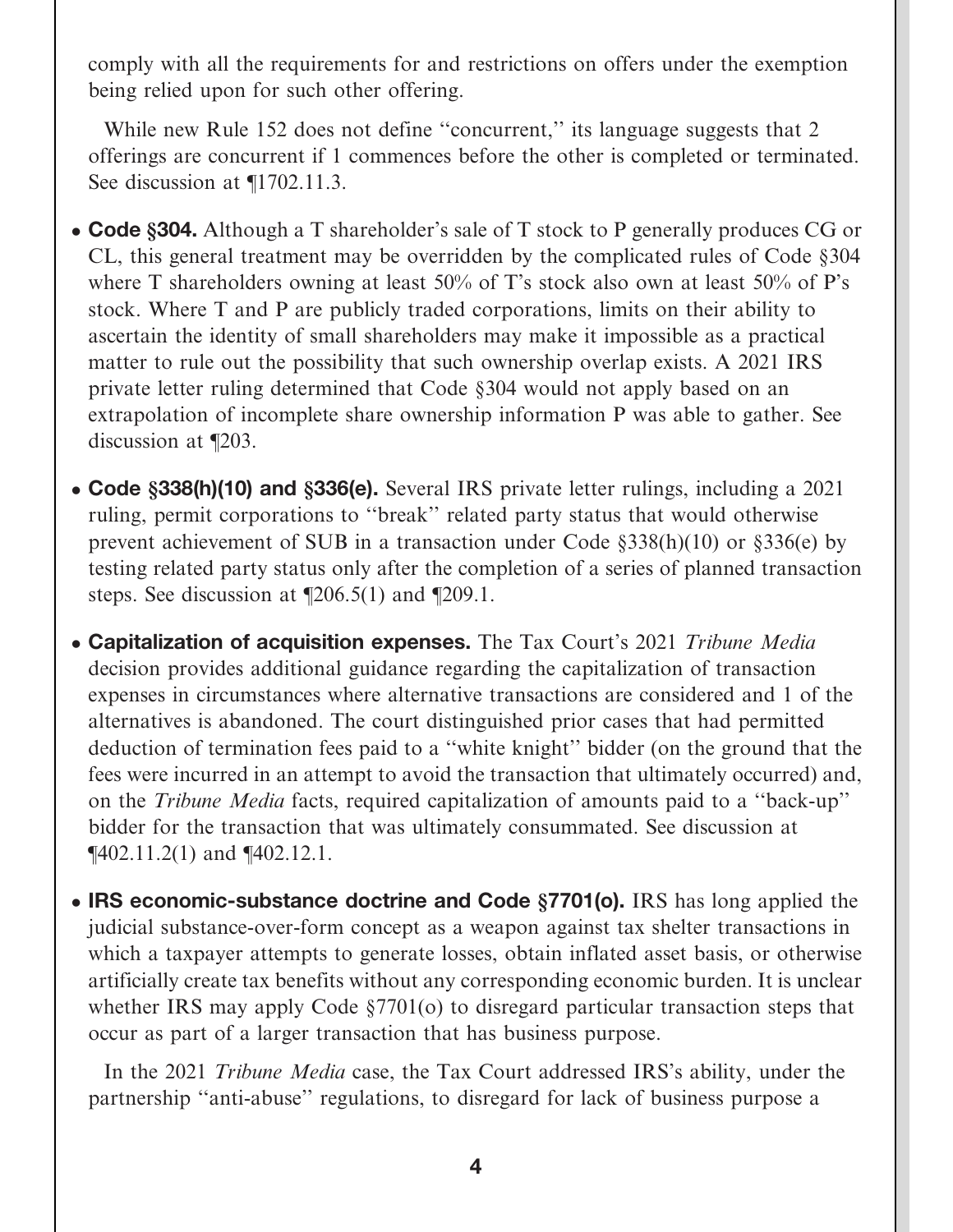comply with all the requirements for and restrictions on offers under the exemption being relied upon for such other offering.

While new Rule 152 does not define "concurrent," its language suggests that 2 offerings are concurrent if 1 commences before the other is completed or terminated. See discussion at ¶1702.11.3.

- **Code §304.** Although a T shareholder's sale of T stock to P generally produces CG or CL, this general treatment may be overridden by the complicated rules of Code §304 where T shareholders owning at least 50% of T's stock also own at least 50% of P's stock. Where T and P are publicly traded corporations, limits on their ability to ascertain the identity of small shareholders may make it impossible as a practical matter to rule out the possibility that such ownership overlap exists. A 2021 IRS private letter ruling determined that Code §304 would not apply based on an extrapolation of incomplete share ownership information P was able to gather. See discussion at ¶203.

- **Code §338(h)(10) and §336(e).** Several IRS private letter rulings, including a 2021 ruling, permit corporations to "break" related party status that would otherwise prevent achievement of SUB in a transaction under Code §338(h)(10) or §336(e) by testing related party status only after the completion of a series of planned transaction steps. See discussion at ¶206.5(1) and ¶209.1.

- **Capitalization of acquisition expenses.** The Tax Court's 2021 *Tribune Media* decision provides additional guidance regarding the capitalization of transaction expenses in circumstances where alternative transactions are considered and 1 of the alternatives is abandoned. The court distinguished prior cases that had permitted deduction of termination fees paid to a "white knight" bidder (on the ground that the fees were incurred in an attempt to avoid the transaction that ultimately occurred) and, on the *Tribune Media* facts, required capitalization of amounts paid to a "back-up" bidder for the transaction that was ultimately consummated. See discussion at ¶402.11.2(1) and ¶402.12.1.

- **IRS economic-substance doctrine and Code §7701(o).** IRS has long applied the judicial substance-over-form concept as a weapon against tax shelter transactions in which a taxpayer attempts to generate losses, obtain inflated asset basis, or otherwise artificially create tax benefits without any corresponding economic burden. It is unclear whether IRS may apply Code §7701(o) to disregard particular transaction steps that occur as part of a larger transaction that has business purpose.

  In the 2021 *Tribune Media* case, the Tax Court addressed IRS's ability, under the partnership "anti-abuse" regulations, to disregard for lack of business purpose a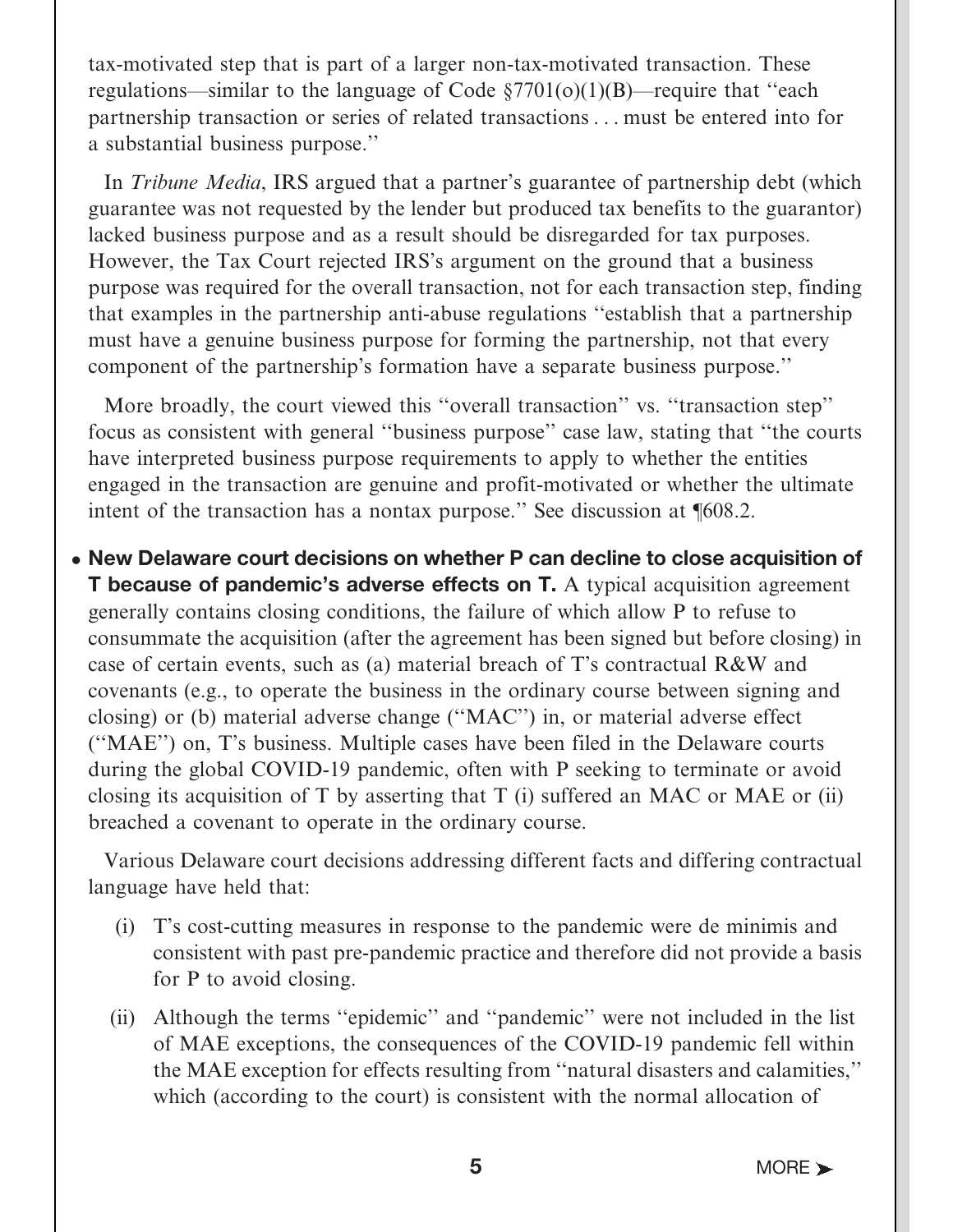tax-motivated step that is part of a larger non-tax-motivated transaction. These regulations—similar to the language of Code §7701(o)(1)(B)—require that "each partnership transaction or series of related transactions . . . must be entered into for a substantial business purpose."

In *Tribune Media*, IRS argued that a partner's guarantee of partnership debt (which guarantee was not requested by the lender but produced tax benefits to the guarantor) lacked business purpose and as a result should be disregarded for tax purposes. However, the Tax Court rejected IRS's argument on the ground that a business purpose was required for the overall transaction, not for each transaction step, finding that examples in the partnership anti-abuse regulations "establish that a partnership must have a genuine business purpose for forming the partnership, not that every component of the partnership's formation have a separate business purpose."

More broadly, the court viewed this "overall transaction" vs. "transaction step" focus as consistent with general "business purpose" case law, stating that "the courts have interpreted business purpose requirements to apply to whether the entities engaged in the transaction are genuine and profit-motivated or whether the ultimate intent of the transaction has a nontax purpose." See discussion at ¶608.2.

- **New Delaware court decisions on whether P can decline to close acquisition of T because of pandemic's adverse effects on T.** A typical acquisition agreement generally contains closing conditions, the failure of which allow P to refuse to consummate the acquisition (after the agreement has been signed but before closing) in case of certain events, such as (a) material breach of T's contractual R&W and covenants (e.g., to operate the business in the ordinary course between signing and closing) or (b) material adverse change ("MAC") in, or material adverse effect ("MAE") on, T's business. Multiple cases have been filed in the Delaware courts during the global COVID-19 pandemic, often with P seeking to terminate or avoid closing its acquisition of T by asserting that T (i) suffered an MAC or MAE or (ii) breached a covenant to operate in the ordinary course.

  Various Delaware court decisions addressing different facts and differing contractual language have held that:

  (i) T's cost-cutting measures in response to the pandemic were de minimis and consistent with past pre-pandemic practice and therefore did not provide a basis for P to avoid closing.

  (ii) Although the terms "epidemic" and "pandemic" were not included in the list of MAE exceptions, the consequences of the COVID-19 pandemic fell within the MAE exception for effects resulting from "natural disasters and calamities," which (according to the court) is consistent with the normal allocation of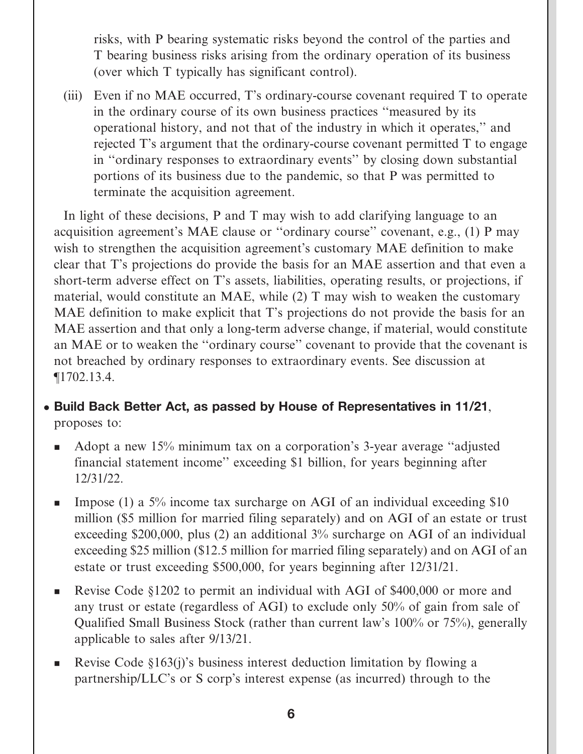risks, with P bearing systematic risks beyond the control of the parties and T bearing business risks arising from the ordinary operation of its business (over which T typically has significant control).

(iii) Even if no MAE occurred, T's ordinary-course covenant required T to operate in the ordinary course of its own business practices "measured by its operational history, and not that of the industry in which it operates," and rejected T's argument that the ordinary-course covenant permitted T to engage in "ordinary responses to extraordinary events" by closing down substantial portions of its business due to the pandemic, so that P was permitted to terminate the acquisition agreement.

In light of these decisions, P and T may wish to add clarifying language to an acquisition agreement's MAE clause or "ordinary course" covenant, e.g., (1) P may wish to strengthen the acquisition agreement's customary MAE definition to make clear that T's projections do provide the basis for an MAE assertion and that even a short-term adverse effect on T's assets, liabilities, operating results, or projections, if material, would constitute an MAE, while (2) T may wish to weaken the customary MAE definition to make explicit that T's projections do not provide the basis for an MAE assertion and that only a long-term adverse change, if material, would constitute an MAE or to weaken the "ordinary course" covenant to provide that the covenant is not breached by ordinary responses to extraordinary events. See discussion at ¶1702.13.4.

- **Build Back Better Act, as passed by House of Representatives in 11/21**, proposes to:
  - Adopt a new 15% minimum tax on a corporation's 3-year average "adjusted financial statement income" exceeding $1 billion, for years beginning after 12/31/22.
  - Impose (1) a 5% income tax surcharge on AGI of an individual exceeding $10 million ($5 million for married filing separately) and on AGI of an estate or trust exceeding $200,000, plus (2) an additional 3% surcharge on AGI of an individual exceeding $25 million ($12.5 million for married filing separately) and on AGI of an estate or trust exceeding $500,000, for years beginning after 12/31/21.
  - Revise Code §1202 to permit an individual with AGI of $400,000 or more and any trust or estate (regardless of AGI) to exclude only 50% of gain from sale of Qualified Small Business Stock (rather than current law's 100% or 75%), generally applicable to sales after 9/13/21.
  - Revise Code §163(j)'s business interest deduction limitation by flowing a partnership/LLC's or S corp's interest expense (as incurred) through to the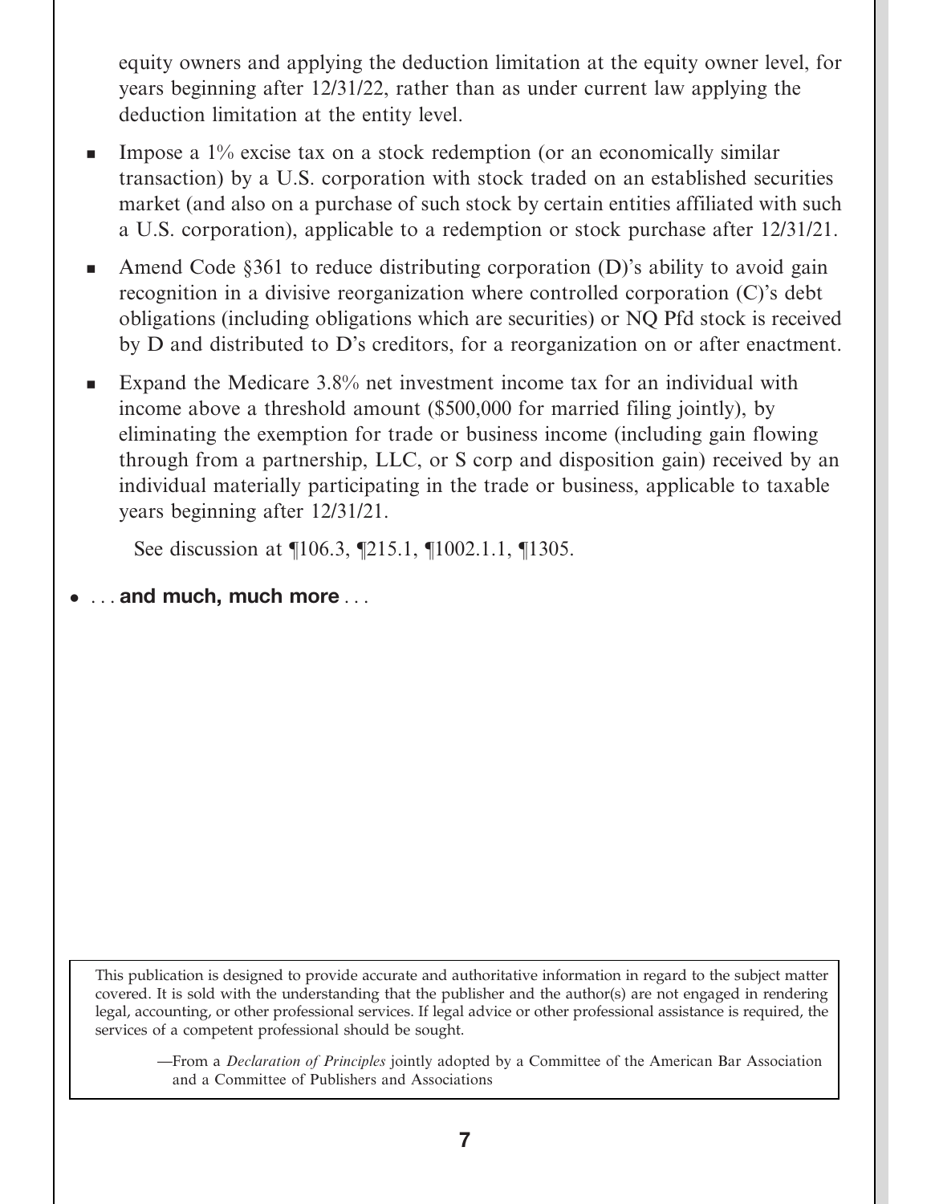equity owners and applying the deduction limitation at the equity owner level, for years beginning after 12/31/22, rather than as under current law applying the deduction limitation at the entity level.

- Impose a 1% excise tax on a stock redemption (or an economically similar transaction) by a U.S. corporation with stock traded on an established securities market (and also on a purchase of such stock by certain entities affiliated with such a U.S. corporation), applicable to a redemption or stock purchase after 12/31/21.
- Amend Code §361 to reduce distributing corporation (D)'s ability to avoid gain recognition in a divisive reorganization where controlled corporation (C)'s debt obligations (including obligations which are securities) or NQ Pfd stock is received by D and distributed to D's creditors, for a reorganization on or after enactment.
- Expand the Medicare 3.8% net investment income tax for an individual with income above a threshold amount ($500,000 for married filing jointly), by eliminating the exemption for trade or business income (including gain flowing through from a partnership, LLC, or S corp and disposition gain) received by an individual materially participating in the trade or business, applicable to taxable years beginning after 12/31/21.

  See discussion at ¶106.3, ¶215.1, ¶1002.1.1, ¶1305.

- . . . **and much, much more** . . .

This publication is designed to provide accurate and authoritative information in regard to the subject matter covered. It is sold with the understanding that the publisher and the author(s) are not engaged in rendering legal, accounting, or other professional services. If legal advice or other professional assistance is required, the services of a competent professional should be sought.

—From a *Declaration of Principles* jointly adopted by a Committee of the American Bar Association and a Committee of Publishers and Associations